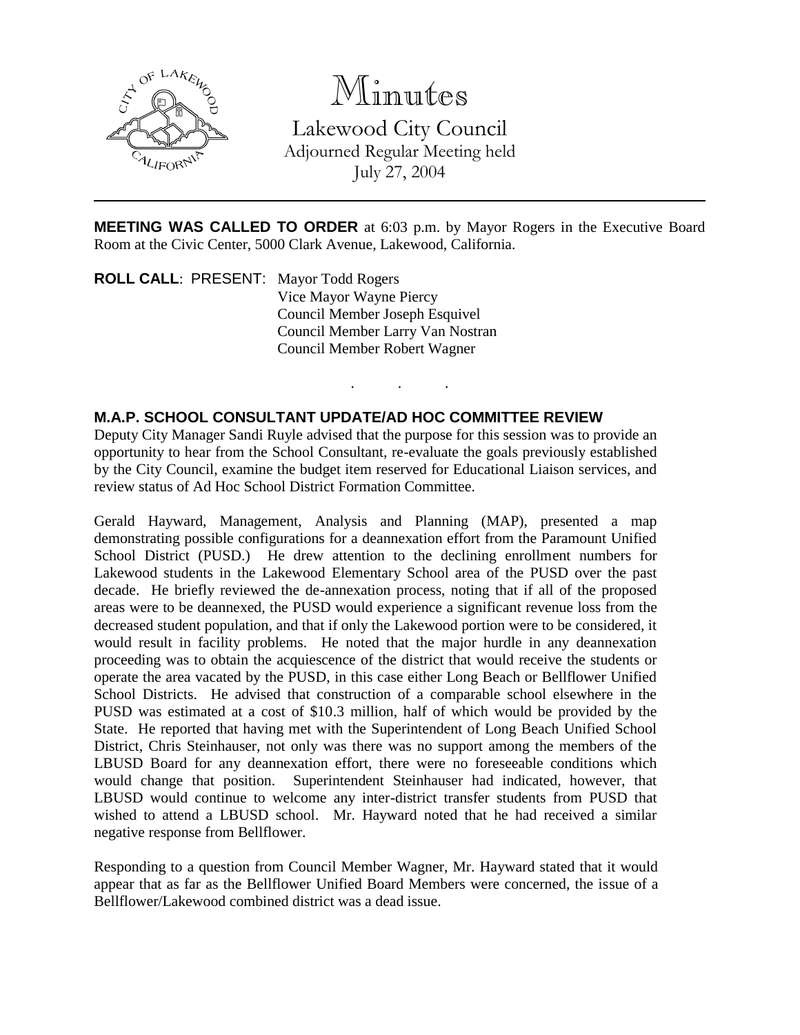# Minutes

Lakewood City Council
Adjourned Regular Meeting held
July 27, 2004

---

**MEETING WAS CALLED TO ORDER** at 6:03 p.m. by Mayor Rogers in the Executive Board Room at the Civic Center, 5000 Clark Avenue, Lakewood, California.

**ROLL CALL**: PRESENT: Mayor Todd Rogers
Vice Mayor Wayne Piercy
Council Member Joseph Esquivel
Council Member Larry Van Nostran
Council Member Robert Wagner

. . .

**M.A.P. SCHOOL CONSULTANT UPDATE/AD HOC COMMITTEE REVIEW**

Deputy City Manager Sandi Ruyle advised that the purpose for this session was to provide an opportunity to hear from the School Consultant, re-evaluate the goals previously established by the City Council, examine the budget item reserved for Educational Liaison services, and review status of Ad Hoc School District Formation Committee.

Gerald Hayward, Management, Analysis and Planning (MAP), presented a map demonstrating possible configurations for a deannexation effort from the Paramount Unified School District (PUSD.) He drew attention to the declining enrollment numbers for Lakewood students in the Lakewood Elementary School area of the PUSD over the past decade. He briefly reviewed the de-annexation process, noting that if all of the proposed areas were to be deannexed, the PUSD would experience a significant revenue loss from the decreased student population, and that if only the Lakewood portion were to be considered, it would result in facility problems. He noted that the major hurdle in any deannexation proceeding was to obtain the acquiescence of the district that would receive the students or operate the area vacated by the PUSD, in this case either Long Beach or Bellflower Unified School Districts. He advised that construction of a comparable school elsewhere in the PUSD was estimated at a cost of $10.3 million, half of which would be provided by the State. He reported that having met with the Superintendent of Long Beach Unified School District, Chris Steinhauser, not only was there was no support among the members of the LBUSD Board for any deannexation effort, there were no foreseeable conditions which would change that position. Superintendent Steinhauser had indicated, however, that LBUSD would continue to welcome any inter-district transfer students from PUSD that wished to attend a LBUSD school. Mr. Hayward noted that he had received a similar negative response from Bellflower.

Responding to a question from Council Member Wagner, Mr. Hayward stated that it would appear that as far as the Bellflower Unified Board Members were concerned, the issue of a Bellflower/Lakewood combined district was a dead issue.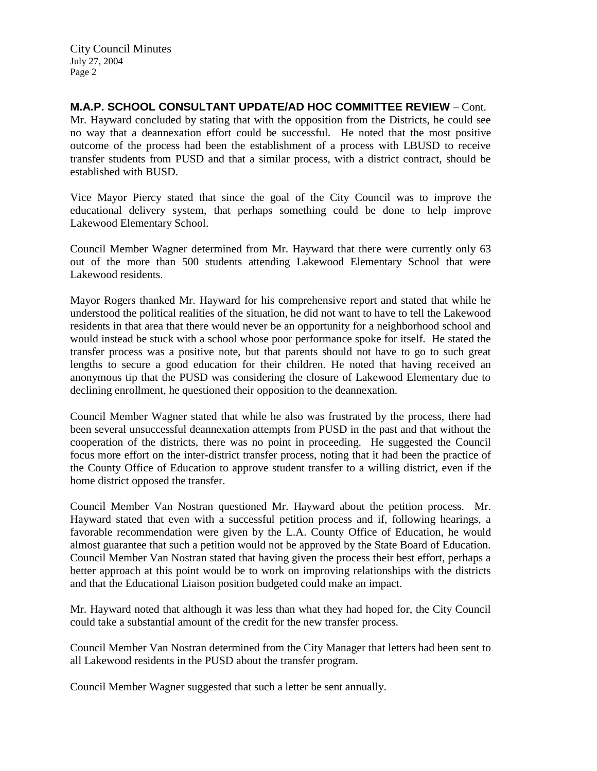**M.A.P. SCHOOL CONSULTANT UPDATE/AD HOC COMMITTEE REVIEW** – Cont.
Mr. Hayward concluded by stating that with the opposition from the Districts, he could see no way that a deannexation effort could be successful. He noted that the most positive outcome of the process had been the establishment of a process with LBUSD to receive transfer students from PUSD and that a similar process, with a district contract, should be established with BUSD.

Vice Mayor Piercy stated that since the goal of the City Council was to improve the educational delivery system, that perhaps something could be done to help improve Lakewood Elementary School.

Council Member Wagner determined from Mr. Hayward that there were currently only 63 out of the more than 500 students attending Lakewood Elementary School that were Lakewood residents.

Mayor Rogers thanked Mr. Hayward for his comprehensive report and stated that while he understood the political realities of the situation, he did not want to have to tell the Lakewood residents in that area that there would never be an opportunity for a neighborhood school and would instead be stuck with a school whose poor performance spoke for itself. He stated the transfer process was a positive note, but that parents should not have to go to such great lengths to secure a good education for their children. He noted that having received an anonymous tip that the PUSD was considering the closure of Lakewood Elementary due to declining enrollment, he questioned their opposition to the deannexation.

Council Member Wagner stated that while he also was frustrated by the process, there had been several unsuccessful deannexation attempts from PUSD in the past and that without the cooperation of the districts, there was no point in proceeding. He suggested the Council focus more effort on the inter-district transfer process, noting that it had been the practice of the County Office of Education to approve student transfer to a willing district, even if the home district opposed the transfer.

Council Member Van Nostran questioned Mr. Hayward about the petition process. Mr. Hayward stated that even with a successful petition process and if, following hearings, a favorable recommendation were given by the L.A. County Office of Education, he would almost guarantee that such a petition would not be approved by the State Board of Education. Council Member Van Nostran stated that having given the process their best effort, perhaps a better approach at this point would be to work on improving relationships with the districts and that the Educational Liaison position budgeted could make an impact.

Mr. Hayward noted that although it was less than what they had hoped for, the City Council could take a substantial amount of the credit for the new transfer process.

Council Member Van Nostran determined from the City Manager that letters had been sent to all Lakewood residents in the PUSD about the transfer program.

Council Member Wagner suggested that such a letter be sent annually.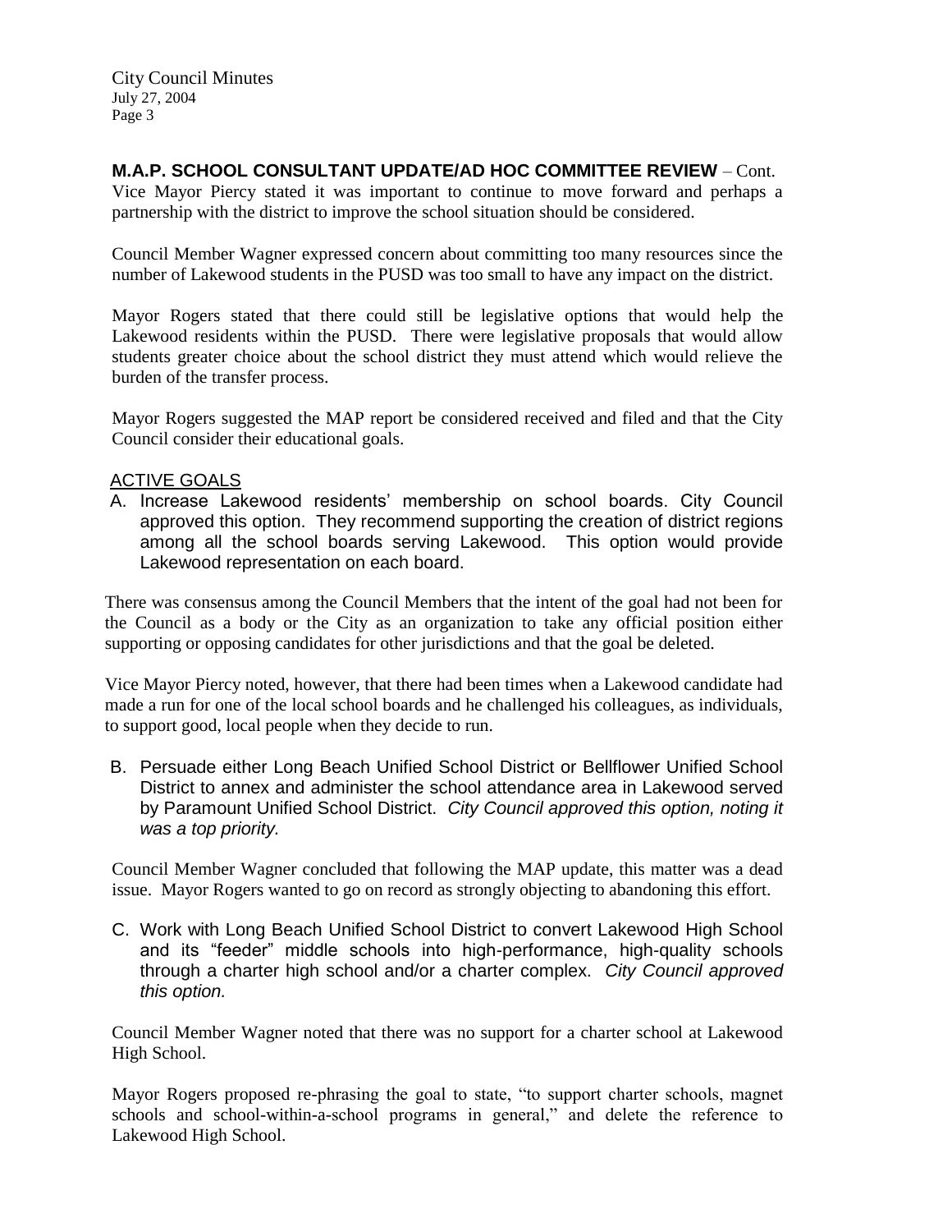**M.A.P. SCHOOL CONSULTANT UPDATE/AD HOC COMMITTEE REVIEW** – Cont.

Vice Mayor Piercy stated it was important to continue to move forward and perhaps a partnership with the district to improve the school situation should be considered.

Council Member Wagner expressed concern about committing too many resources since the number of Lakewood students in the PUSD was too small to have any impact on the district.

Mayor Rogers stated that there could still be legislative options that would help the Lakewood residents within the PUSD. There were legislative proposals that would allow students greater choice about the school district they must attend which would relieve the burden of the transfer process.

Mayor Rogers suggested the MAP report be considered received and filed and that the City Council consider their educational goals.

ACTIVE GOALS

A. Increase Lakewood residents' membership on school boards. City Council approved this option. They recommend supporting the creation of district regions among all the school boards serving Lakewood. This option would provide Lakewood representation on each board.

There was consensus among the Council Members that the intent of the goal had not been for the Council as a body or the City as an organization to take any official position either supporting or opposing candidates for other jurisdictions and that the goal be deleted.

Vice Mayor Piercy noted, however, that there had been times when a Lakewood candidate had made a run for one of the local school boards and he challenged his colleagues, as individuals, to support good, local people when they decide to run.

B. Persuade either Long Beach Unified School District or Bellflower Unified School District to annex and administer the school attendance area in Lakewood served by Paramount Unified School District. *City Council approved this option, noting it was a top priority.*

Council Member Wagner concluded that following the MAP update, this matter was a dead issue. Mayor Rogers wanted to go on record as strongly objecting to abandoning this effort.

C. Work with Long Beach Unified School District to convert Lakewood High School and its "feeder" middle schools into high-performance, high-quality schools through a charter high school and/or a charter complex. *City Council approved this option.*

Council Member Wagner noted that there was no support for a charter school at Lakewood High School.

Mayor Rogers proposed re-phrasing the goal to state, "to support charter schools, magnet schools and school-within-a-school programs in general," and delete the reference to Lakewood High School.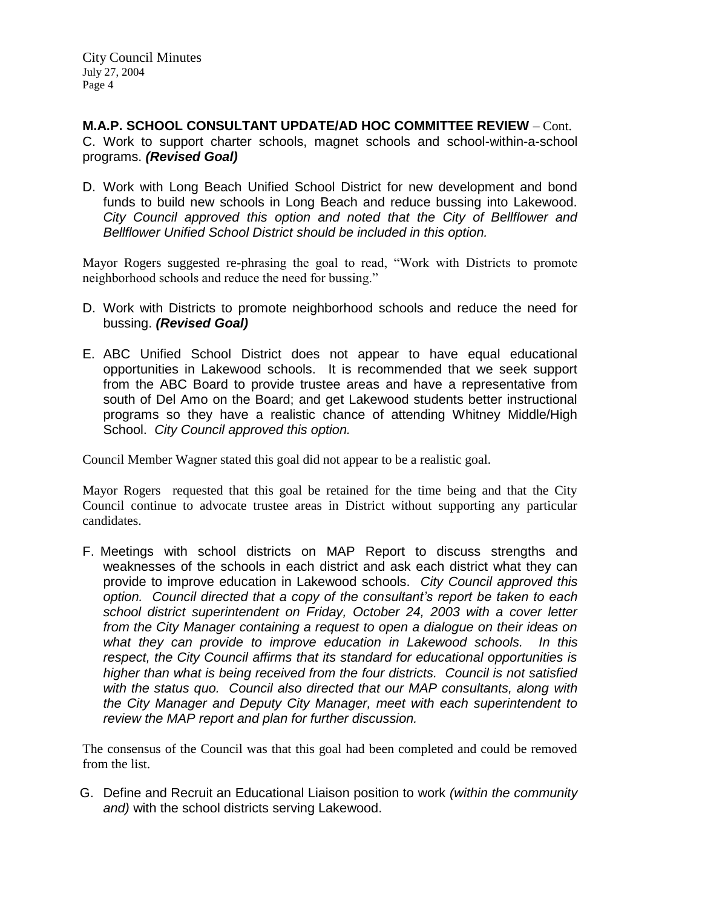**M.A.P. SCHOOL CONSULTANT UPDATE/AD HOC COMMITTEE REVIEW** – Cont.

C. Work to support charter schools, magnet schools and school-within-a-school programs. ***(Revised Goal)***

D. Work with Long Beach Unified School District for new development and bond funds to build new schools in Long Beach and reduce bussing into Lakewood. *City Council approved this option and noted that the City of Bellflower and Bellflower Unified School District should be included in this option.*

Mayor Rogers suggested re-phrasing the goal to read, "Work with Districts to promote neighborhood schools and reduce the need for bussing."

D. Work with Districts to promote neighborhood schools and reduce the need for bussing. ***(Revised Goal)***

E. ABC Unified School District does not appear to have equal educational opportunities in Lakewood schools. It is recommended that we seek support from the ABC Board to provide trustee areas and have a representative from south of Del Amo on the Board; and get Lakewood students better instructional programs so they have a realistic chance of attending Whitney Middle/High School. *City Council approved this option.*

Council Member Wagner stated this goal did not appear to be a realistic goal.

Mayor Rogers requested that this goal be retained for the time being and that the City Council continue to advocate trustee areas in District without supporting any particular candidates.

F. Meetings with school districts on MAP Report to discuss strengths and weaknesses of the schools in each district and ask each district what they can provide to improve education in Lakewood schools. *City Council approved this option. Council directed that a copy of the consultant's report be taken to each school district superintendent on Friday, October 24, 2003 with a cover letter from the City Manager containing a request to open a dialogue on their ideas on what they can provide to improve education in Lakewood schools. In this respect, the City Council affirms that its standard for educational opportunities is higher than what is being received from the four districts. Council is not satisfied with the status quo. Council also directed that our MAP consultants, along with the City Manager and Deputy City Manager, meet with each superintendent to review the MAP report and plan for further discussion.*

The consensus of the Council was that this goal had been completed and could be removed from the list.

G. Define and Recruit an Educational Liaison position to work *(within the community and)* with the school districts serving Lakewood.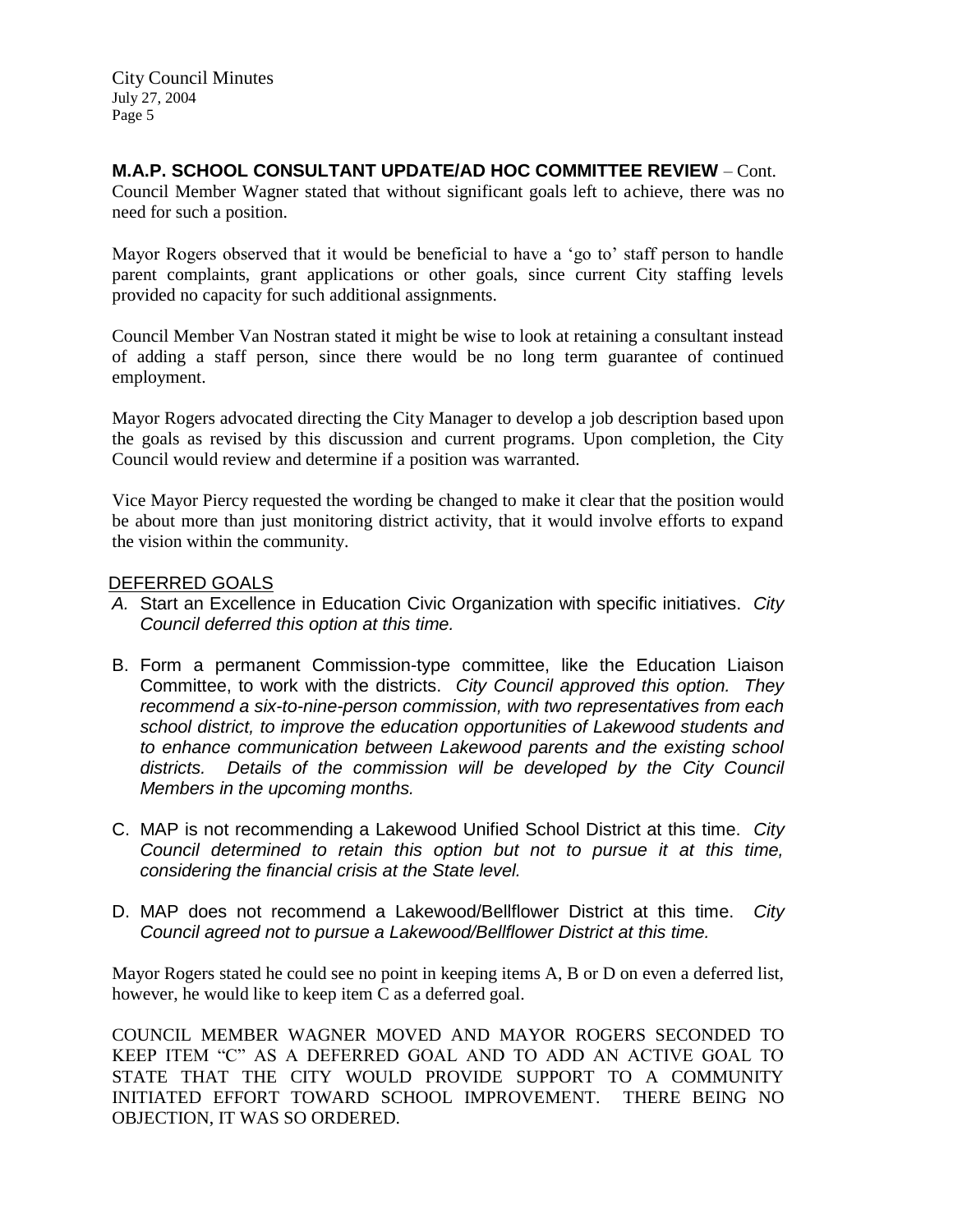**M.A.P. SCHOOL CONSULTANT UPDATE/AD HOC COMMITTEE REVIEW** – Cont.

Council Member Wagner stated that without significant goals left to achieve, there was no need for such a position.

Mayor Rogers observed that it would be beneficial to have a 'go to' staff person to handle parent complaints, grant applications or other goals, since current City staffing levels provided no capacity for such additional assignments.

Council Member Van Nostran stated it might be wise to look at retaining a consultant instead of adding a staff person, since there would be no long term guarantee of continued employment.

Mayor Rogers advocated directing the City Manager to develop a job description based upon the goals as revised by this discussion and current programs. Upon completion, the City Council would review and determine if a position was warranted.

Vice Mayor Piercy requested the wording be changed to make it clear that the position would be about more than just monitoring district activity, that it would involve efforts to expand the vision within the community.

DEFERRED GOALS

A. Start an Excellence in Education Civic Organization with specific initiatives. *City Council deferred this option at this time.*

B. Form a permanent Commission-type committee, like the Education Liaison Committee, to work with the districts. *City Council approved this option. They recommend a six-to-nine-person commission, with two representatives from each school district, to improve the education opportunities of Lakewood students and to enhance communication between Lakewood parents and the existing school districts. Details of the commission will be developed by the City Council Members in the upcoming months.*

C. MAP is not recommending a Lakewood Unified School District at this time. *City Council determined to retain this option but not to pursue it at this time, considering the financial crisis at the State level.*

D. MAP does not recommend a Lakewood/Bellflower District at this time. *City Council agreed not to pursue a Lakewood/Bellflower District at this time.*

Mayor Rogers stated he could see no point in keeping items A, B or D on even a deferred list, however, he would like to keep item C as a deferred goal.

COUNCIL MEMBER WAGNER MOVED AND MAYOR ROGERS SECONDED TO KEEP ITEM "C" AS A DEFERRED GOAL AND TO ADD AN ACTIVE GOAL TO STATE THAT THE CITY WOULD PROVIDE SUPPORT TO A COMMUNITY INITIATED EFFORT TOWARD SCHOOL IMPROVEMENT. THERE BEING NO OBJECTION, IT WAS SO ORDERED.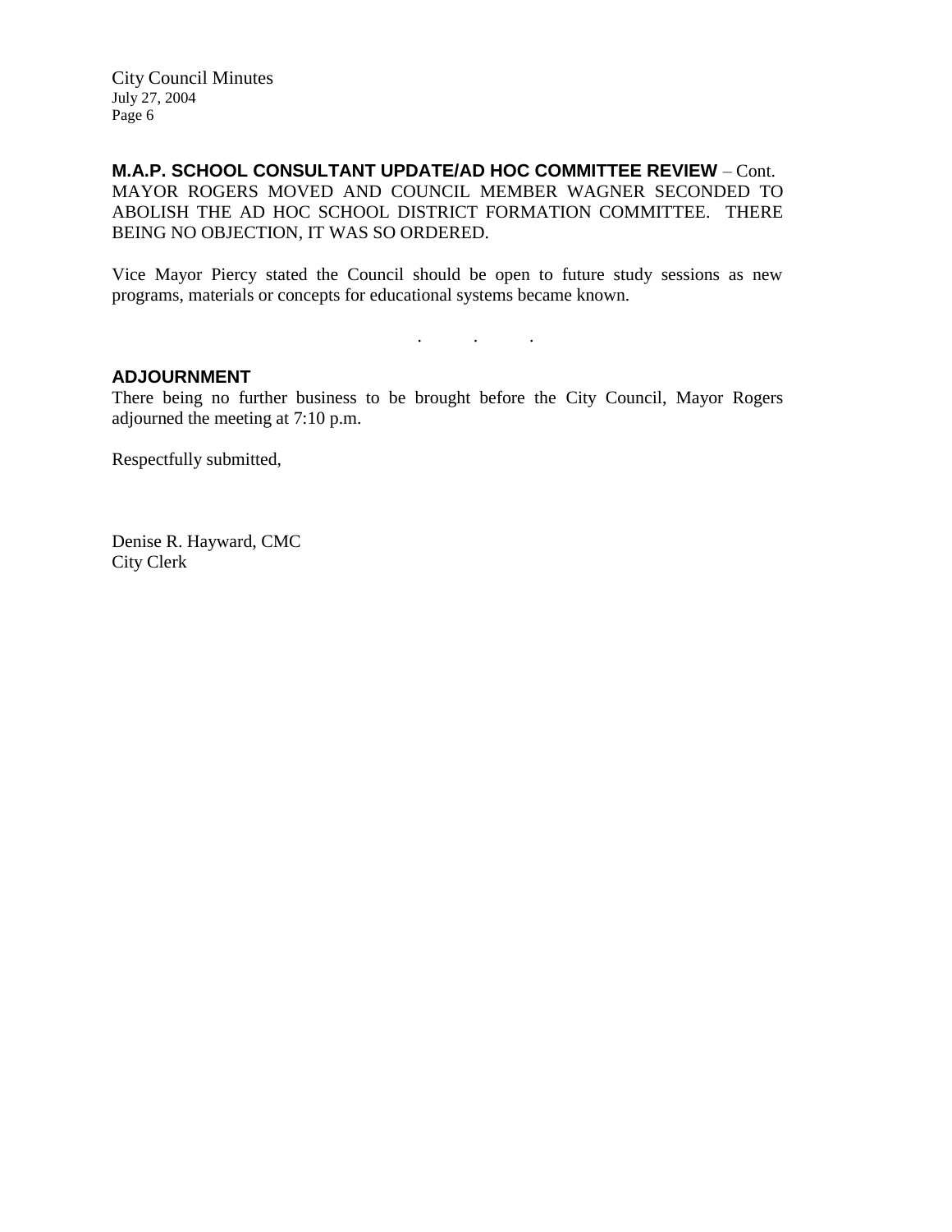**M.A.P. SCHOOL CONSULTANT UPDATE/AD HOC COMMITTEE REVIEW** – Cont.
MAYOR ROGERS MOVED AND COUNCIL MEMBER WAGNER SECONDED TO ABOLISH THE AD HOC SCHOOL DISTRICT FORMATION COMMITTEE. THERE BEING NO OBJECTION, IT WAS SO ORDERED.

Vice Mayor Piercy stated the Council should be open to future study sessions as new programs, materials or concepts for educational systems became known.

. . .

## ADJOURNMENT

There being no further business to be brought before the City Council, Mayor Rogers adjourned the meeting at 7:10 p.m.

Respectfully submitted,

Denise R. Hayward, CMC
City Clerk